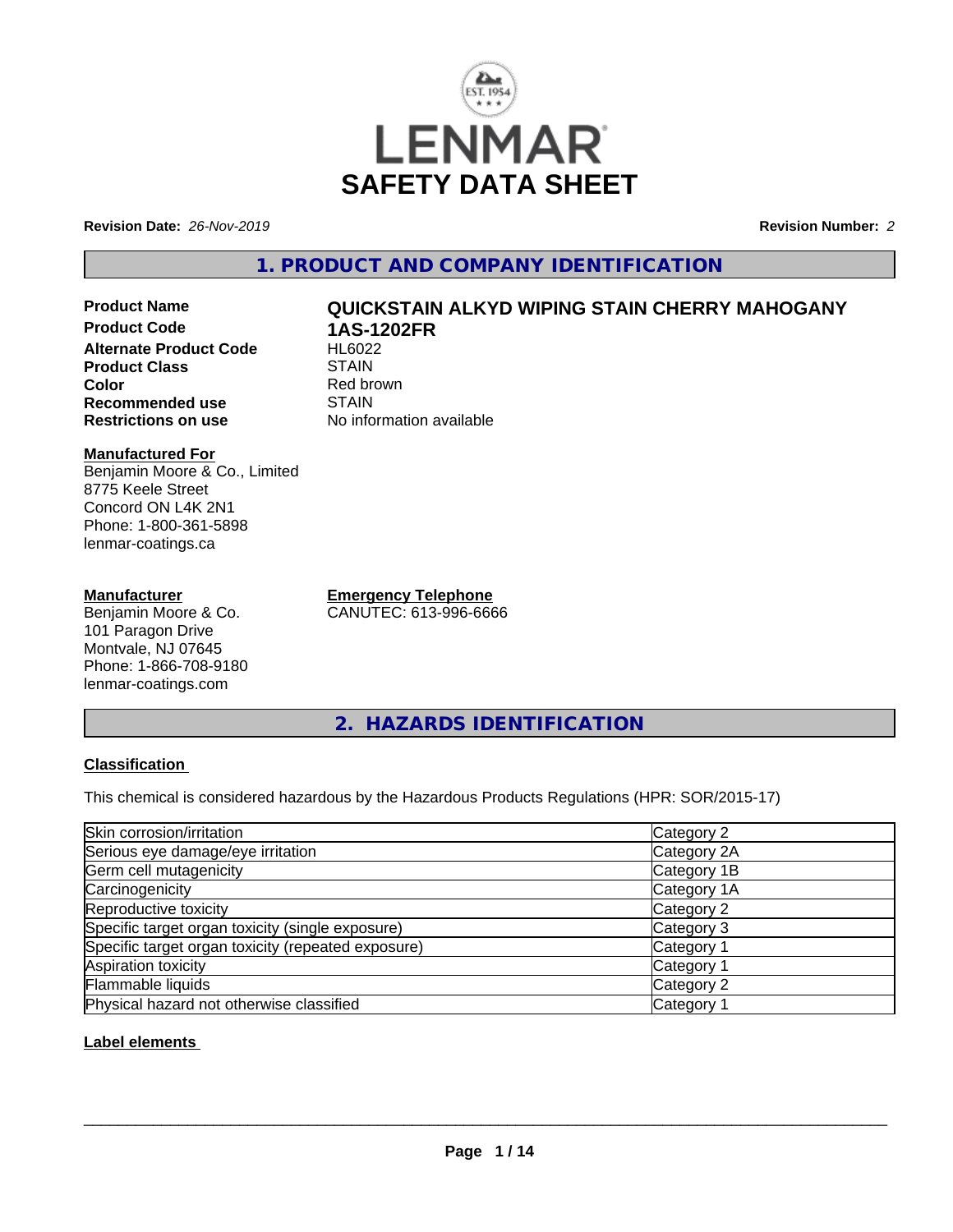# LENMAR

# SAFETY DATA SHEET

**Revision Date:** *26-Nov-2019* **Revision Number:** *2*

## 1. PRODUCT AND COMPANY IDENTIFICATION

**Product Name** **QUICKSTAIN ALKYD WIPING STAIN CHERRY MAHOGANY**
**Product Code** **1AS-1202FR**
**Alternate Product Code** HL6022
**Product Class** STAIN
**Color** Red brown
**Recommended use** STAIN
**Restrictions on use** No information available

**Manufactured For**
Benjamin Moore & Co., Limited
8775 Keele Street
Concord ON L4K 2N1
Phone: 1-800-361-5898
lenmar-coatings.ca

**Manufacturer**
Benjamin Moore & Co.
101 Paragon Drive
Montvale, NJ 07645
Phone: 1-866-708-9180
lenmar-coatings.com

**Emergency Telephone**
CANUTEC: 613-996-6666

## 2. HAZARDS IDENTIFICATION

**Classification**

This chemical is considered hazardous by the Hazardous Products Regulations (HPR: SOR/2015-17)

| | |
|---|---|
| Skin corrosion/irritation | Category 2 |
| Serious eye damage/eye irritation | Category 2A |
| Germ cell mutagenicity | Category 1B |
| Carcinogenicity | Category 1A |
| Reproductive toxicity | Category 2 |
| Specific target organ toxicity (single exposure) | Category 3 |
| Specific target organ toxicity (repeated exposure) | Category 1 |
| Aspiration toxicity | Category 1 |
| Flammable liquids | Category 2 |
| Physical hazard not otherwise classified | Category 1 |

**Label elements**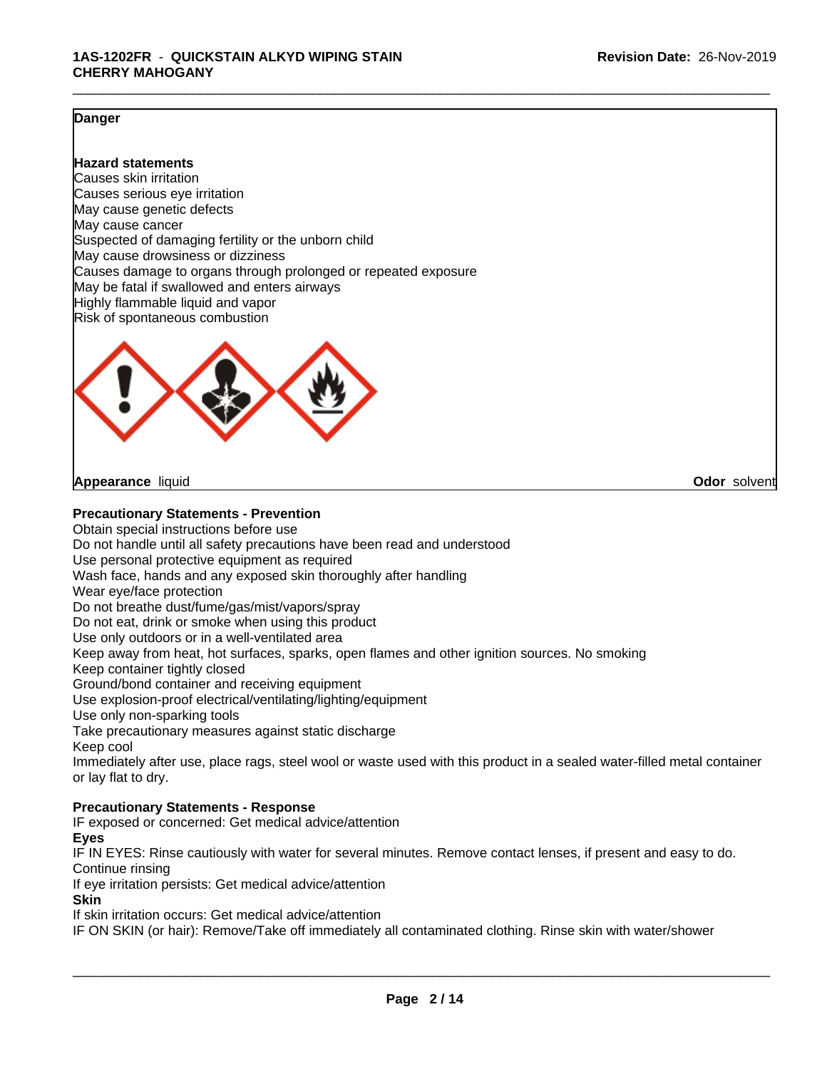**Danger**

**Hazard statements**
Causes skin irritation
Causes serious eye irritation
May cause genetic defects
May cause cancer
Suspected of damaging fertility or the unborn child
May cause drowsiness or dizziness
Causes damage to organs through prolonged or repeated exposure
May be fatal if swallowed and enters airways
Highly flammable liquid and vapor
Risk of spontaneous combustion

**Appearance** liquid **Odor** solvent

**Precautionary Statements - Prevention**
Obtain special instructions before use
Do not handle until all safety precautions have been read and understood
Use personal protective equipment as required
Wash face, hands and any exposed skin thoroughly after handling
Wear eye/face protection
Do not breathe dust/fume/gas/mist/vapors/spray
Do not eat, drink or smoke when using this product
Use only outdoors or in a well-ventilated area
Keep away from heat, hot surfaces, sparks, open flames and other ignition sources. No smoking
Keep container tightly closed
Ground/bond container and receiving equipment
Use explosion-proof electrical/ventilating/lighting/equipment
Use only non-sparking tools
Take precautionary measures against static discharge
Keep cool
Immediately after use, place rags, steel wool or waste used with this product in a sealed water-filled metal container or lay flat to dry.

**Precautionary Statements - Response**
IF exposed or concerned: Get medical advice/attention
**Eyes**
IF IN EYES: Rinse cautiously with water for several minutes. Remove contact lenses, if present and easy to do. Continue rinsing
If eye irritation persists: Get medical advice/attention
**Skin**
If skin irritation occurs: Get medical advice/attention
IF ON SKIN (or hair): Remove/Take off immediately all contaminated clothing. Rinse skin with water/shower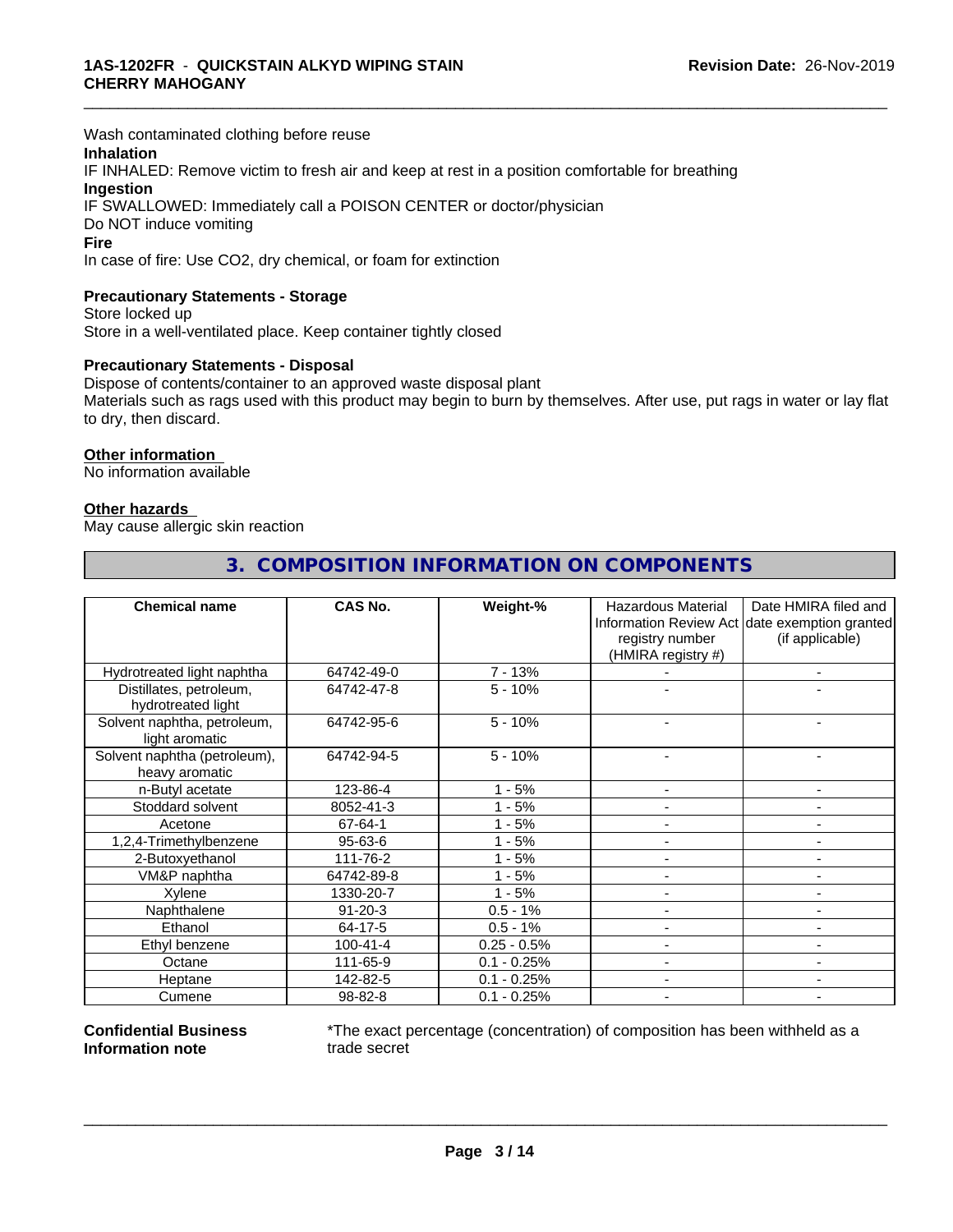Wash contaminated clothing before reuse

**Inhalation**

IF INHALED: Remove victim to fresh air and keep at rest in a position comfortable for breathing

**Ingestion**

IF SWALLOWED: Immediately call a POISON CENTER or doctor/physician

Do NOT induce vomiting

**Fire**

In case of fire: Use CO2, dry chemical, or foam for extinction

**Precautionary Statements - Storage**

Store locked up

Store in a well-ventilated place. Keep container tightly closed

**Precautionary Statements - Disposal**

Dispose of contents/container to an approved waste disposal plant

Materials such as rags used with this product may begin to burn by themselves. After use, put rags in water or lay flat to dry, then discard.

**Other information**

No information available

**Other hazards**

May cause allergic skin reaction

## 3. COMPOSITION INFORMATION ON COMPONENTS

| Chemical name | CAS No. | Weight-% | Hazardous Material Information Review Act registry number (HMIRA registry #) | Date HMIRA filed and date exemption granted (if applicable) |
|---|---|---|---|---|
| Hydrotreated light naphtha | 64742-49-0 | 7 - 13% | - | - |
| Distillates, petroleum, hydrotreated light | 64742-47-8 | 5 - 10% | - | - |
| Solvent naphtha, petroleum, light aromatic | 64742-95-6 | 5 - 10% | - | - |
| Solvent naphtha (petroleum), heavy aromatic | 64742-94-5 | 5 - 10% | - | - |
| n-Butyl acetate | 123-86-4 | 1 - 5% | - | - |
| Stoddard solvent | 8052-41-3 | 1 - 5% | - | - |
| Acetone | 67-64-1 | 1 - 5% | - | - |
| 1,2,4-Trimethylbenzene | 95-63-6 | 1 - 5% | - | - |
| 2-Butoxyethanol | 111-76-2 | 1 - 5% | - | - |
| VM&P naphtha | 64742-89-8 | 1 - 5% | - | - |
| Xylene | 1330-20-7 | 1 - 5% | - | - |
| Naphthalene | 91-20-3 | 0.5 - 1% | - | - |
| Ethanol | 64-17-5 | 0.5 - 1% | - | - |
| Ethyl benzene | 100-41-4 | 0.25 - 0.5% | - | - |
| Octane | 111-65-9 | 0.1 - 0.25% | - | - |
| Heptane | 142-82-5 | 0.1 - 0.25% | - | - |
| Cumene | 98-82-8 | 0.1 - 0.25% | - | - |

**Confidential Business Information note**

*The exact percentage (concentration) of composition has been withheld as a trade secret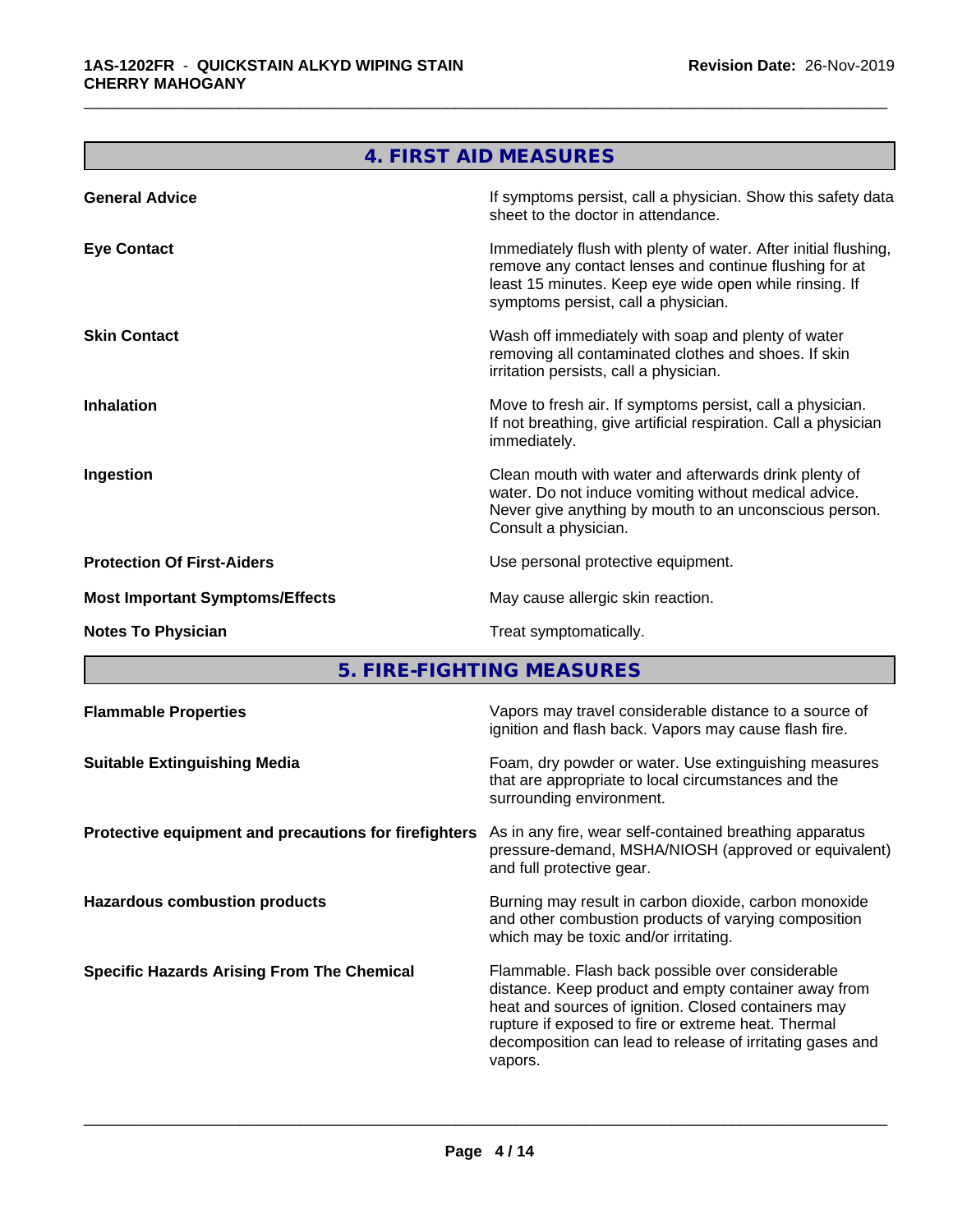## 4. FIRST AID MEASURES

| | |
|---|---|
| **General Advice** | If symptoms persist, call a physician. Show this safety data sheet to the doctor in attendance. |
| **Eye Contact** | Immediately flush with plenty of water. After initial flushing, remove any contact lenses and continue flushing for at least 15 minutes. Keep eye wide open while rinsing. If symptoms persist, call a physician. |
| **Skin Contact** | Wash off immediately with soap and plenty of water removing all contaminated clothes and shoes. If skin irritation persists, call a physician. |
| **Inhalation** | Move to fresh air. If symptoms persist, call a physician. If not breathing, give artificial respiration. Call a physician immediately. |
| **Ingestion** | Clean mouth with water and afterwards drink plenty of water. Do not induce vomiting without medical advice. Never give anything by mouth to an unconscious person. Consult a physician. |
| **Protection Of First-Aiders** | Use personal protective equipment. |
| **Most Important Symptoms/Effects** | May cause allergic skin reaction. |
| **Notes To Physician** | Treat symptomatically. |

## 5. FIRE-FIGHTING MEASURES

| | |
|---|---|
| **Flammable Properties** | Vapors may travel considerable distance to a source of ignition and flash back. Vapors may cause flash fire. |
| **Suitable Extinguishing Media** | Foam, dry powder or water. Use extinguishing measures that are appropriate to local circumstances and the surrounding environment. |
| **Protective equipment and precautions for firefighters** | As in any fire, wear self-contained breathing apparatus pressure-demand, MSHA/NIOSH (approved or equivalent) and full protective gear. |
| **Hazardous combustion products** | Burning may result in carbon dioxide, carbon monoxide and other combustion products of varying composition which may be toxic and/or irritating. |
| **Specific Hazards Arising From The Chemical** | Flammable. Flash back possible over considerable distance. Keep product and empty container away from heat and sources of ignition. Closed containers may rupture if exposed to fire or extreme heat. Thermal decomposition can lead to release of irritating gases and vapors. |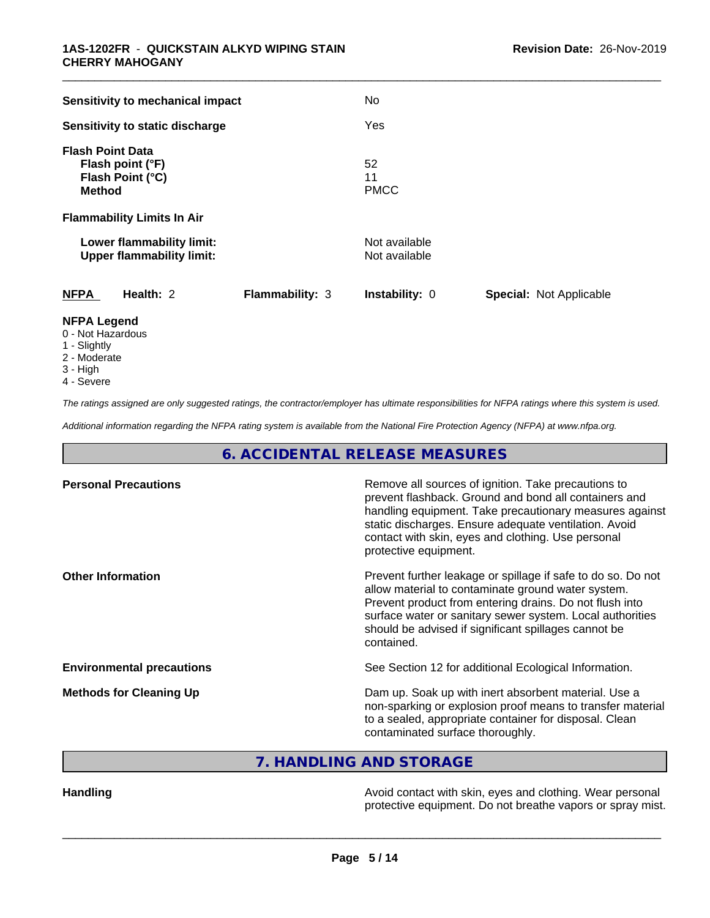| | |
|---|---|
| **Sensitivity to mechanical impact** | No |
| **Sensitivity to static discharge** | Yes |

**Flash Point Data**

| | |
|---|---|
| **Flash point (°F)** | 52 |
| **Flash Point (°C)** | 11 |
| **Method** | PMCC |

**Flammability Limits In Air**

| | |
|---|---|
| **Lower flammability limit:** | Not available |
| **Upper flammability limit:** | Not available |

| **NFPA** | **Health:** 2 | **Flammability:** 3 | **Instability:** 0 | **Special:** Not Applicable |
|---|---|---|---|---|

**NFPA Legend**

- 0 - Not Hazardous
- 1 - Slightly
- 2 - Moderate
- 3 - High
- 4 - Severe

*The ratings assigned are only suggested ratings, the contractor/employer has ultimate responsibilities for NFPA ratings where this system is used.*

*Additional information regarding the NFPA rating system is available from the National Fire Protection Agency (NFPA) at www.nfpa.org.*

## 6. ACCIDENTAL RELEASE MEASURES

| | |
|---|---|
| **Personal Precautions** | Remove all sources of ignition. Take precautions to prevent flashback. Ground and bond all containers and handling equipment. Take precautionary measures against static discharges. Ensure adequate ventilation. Avoid contact with skin, eyes and clothing. Use personal protective equipment. |
| **Other Information** | Prevent further leakage or spillage if safe to do so. Do not allow material to contaminate ground water system. Prevent product from entering drains. Do not flush into surface water or sanitary sewer system. Local authorities should be advised if significant spillages cannot be contained. |
| **Environmental precautions** | See Section 12 for additional Ecological Information. |
| **Methods for Cleaning Up** | Dam up. Soak up with inert absorbent material. Use a non-sparking or explosion proof means to transfer material to a sealed, appropriate container for disposal. Clean contaminated surface thoroughly. |

## 7. HANDLING AND STORAGE

| | |
|---|---|
| **Handling** | Avoid contact with skin, eyes and clothing. Wear personal protective equipment. Do not breathe vapors or spray mist. |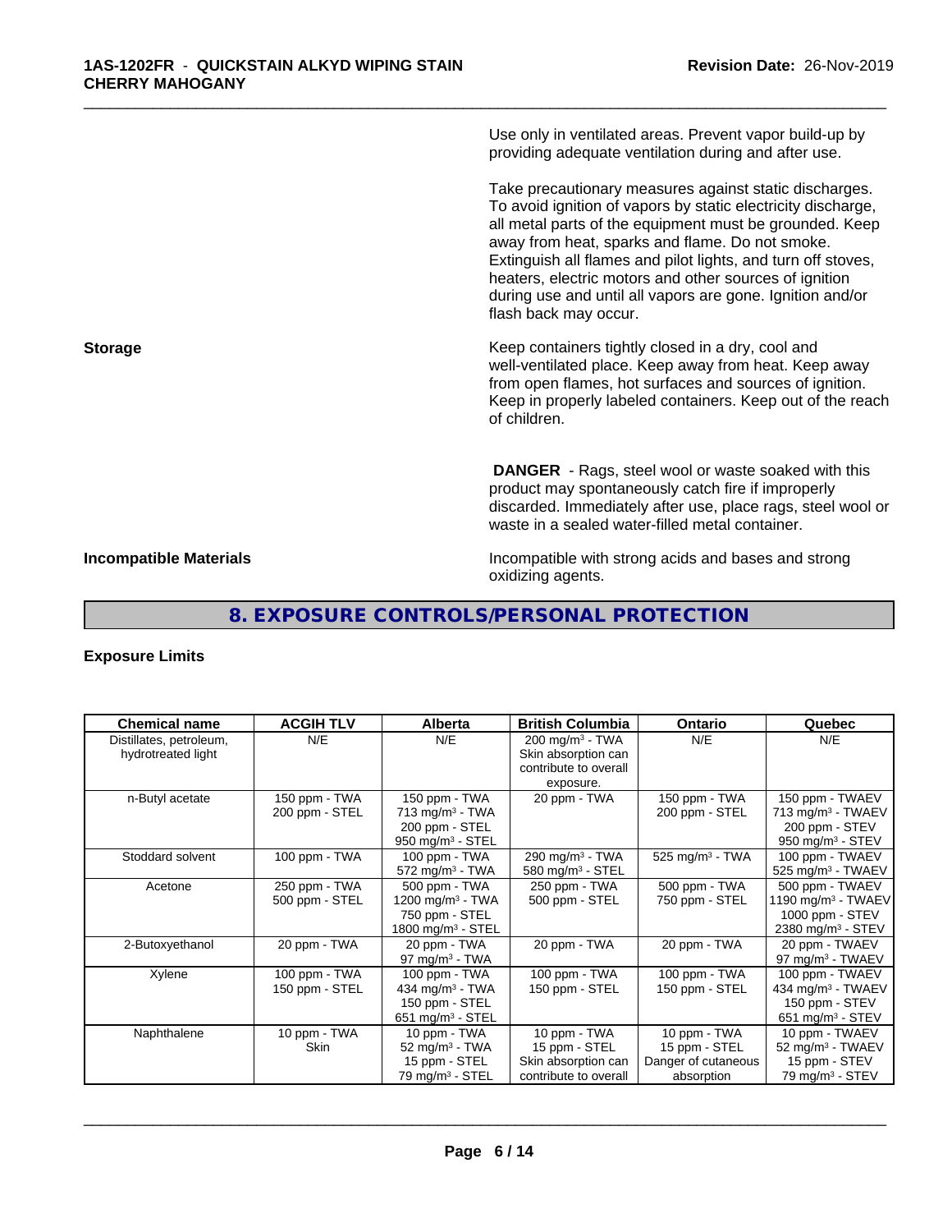Use only in ventilated areas. Prevent vapor build-up by providing adequate ventilation during and after use.

Take precautionary measures against static discharges. To avoid ignition of vapors by static electricity discharge, all metal parts of the equipment must be grounded. Keep away from heat, sparks and flame. Do not smoke. Extinguish all flames and pilot lights, and turn off stoves, heaters, electric motors and other sources of ignition during use and until all vapors are gone. Ignition and/or flash back may occur.

**Storage**

Keep containers tightly closed in a dry, cool and well-ventilated place. Keep away from heat. Keep away from open flames, hot surfaces and sources of ignition. Keep in properly labeled containers. Keep out of the reach of children.

**DANGER** - Rags, steel wool or waste soaked with this product may spontaneously catch fire if improperly discarded. Immediately after use, place rags, steel wool or waste in a sealed water-filled metal container.

**Incompatible Materials**

Incompatible with strong acids and bases and strong oxidizing agents.

## 8. EXPOSURE CONTROLS/PERSONAL PROTECTION

**Exposure Limits**

| Chemical name | ACGIH TLV | Alberta | British Columbia | Ontario | Quebec |
|---|---|---|---|---|---|
| Distillates, petroleum, hydrotreated light | N/E | N/E | 200 mg/m³ - TWA<br>Skin absorption can contribute to overall exposure. | N/E | N/E |
| n-Butyl acetate | 150 ppm - TWA<br>200 ppm - STEL | 150 ppm - TWA<br>713 mg/m³ - TWA<br>200 ppm - STEL<br>950 mg/m³ - STEL | 20 ppm - TWA | 150 ppm - TWA<br>200 ppm - STEL | 150 ppm - TWAEV<br>713 mg/m³ - TWAEV<br>200 ppm - STEV<br>950 mg/m³ - STEV |
| Stoddard solvent | 100 ppm - TWA | 100 ppm - TWA<br>572 mg/m³ - TWA | 290 mg/m³ - TWA<br>580 mg/m³ - STEL | 525 mg/m³ - TWA | 100 ppm - TWAEV<br>525 mg/m³ - TWAEV |
| Acetone | 250 ppm - TWA<br>500 ppm - STEL | 500 ppm - TWA<br>1200 mg/m³ - TWA<br>750 ppm - STEL<br>1800 mg/m³ - STEL | 250 ppm - TWA<br>500 ppm - STEL | 500 ppm - TWA<br>750 ppm - STEL | 500 ppm - TWAEV<br>1190 mg/m³ - TWAEV<br>1000 ppm - STEV<br>2380 mg/m³ - STEV |
| 2-Butoxyethanol | 20 ppm - TWA | 20 ppm - TWA<br>97 mg/m³ - TWA | 20 ppm - TWA | 20 ppm - TWA | 20 ppm - TWAEV<br>97 mg/m³ - TWAEV |
| Xylene | 100 ppm - TWA<br>150 ppm - STEL | 100 ppm - TWA<br>434 mg/m³ - TWA<br>150 ppm - STEL<br>651 mg/m³ - STEL | 100 ppm - TWA<br>150 ppm - STEL | 100 ppm - TWA<br>150 ppm - STEL | 100 ppm - TWAEV<br>434 mg/m³ - TWAEV<br>150 ppm - STEV<br>651 mg/m³ - STEV |
| Naphthalene | 10 ppm - TWA<br>Skin | 10 ppm - TWA<br>52 mg/m³ - TWA<br>15 ppm - STEL<br>79 mg/m³ - STEL | 10 ppm - TWA<br>15 ppm - STEL<br>Skin absorption can contribute to overall | 10 ppm - TWA<br>15 ppm - STEL<br>Danger of cutaneous absorption | 10 ppm - TWAEV<br>52 mg/m³ - TWAEV<br>15 ppm - STEV<br>79 mg/m³ - STEV |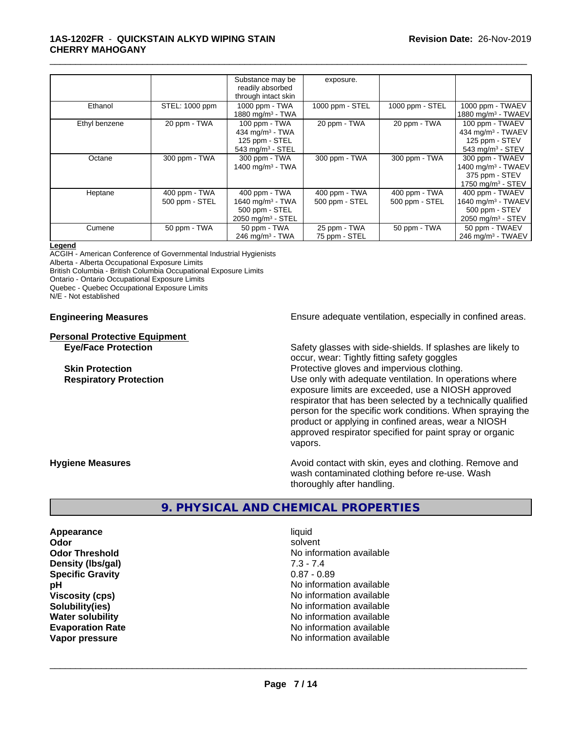| | | Substance may be readily absorbed through intact skin | exposure. | | |
|---|---|---|---|---|---|
| Ethanol | STEL: 1000 ppm | 1000 ppm - TWA<br>1880 mg/m³ - TWA | 1000 ppm - STEL | 1000 ppm - STEL | 1000 ppm - TWAEV<br>1880 mg/m³ - TWAEV |
| Ethyl benzene | 20 ppm - TWA | 100 ppm - TWA<br>434 mg/m³ - TWA<br>125 ppm - STEL<br>543 mg/m³ - STEL | 20 ppm - TWA | 20 ppm - TWA | 100 ppm - TWAEV<br>434 mg/m³ - TWAEV<br>125 ppm - STEV<br>543 mg/m³ - STEV |
| Octane | 300 ppm - TWA | 300 ppm - TWA<br>1400 mg/m³ - TWA | 300 ppm - TWA | 300 ppm - TWA | 300 ppm - TWAEV<br>1400 mg/m³ - TWAEV<br>375 ppm - STEV<br>1750 mg/m³ - STEV |
| Heptane | 400 ppm - TWA<br>500 ppm - STEL | 400 ppm - TWA<br>1640 mg/m³ - TWA<br>500 ppm - STEL<br>2050 mg/m³ - STEL | 400 ppm - TWA<br>500 ppm - STEL | 400 ppm - TWA<br>500 ppm - STEL | 400 ppm - TWAEV<br>1640 mg/m³ - TWAEV<br>500 ppm - STEV<br>2050 mg/m³ - STEV |
| Cumene | 50 ppm - TWA | 50 ppm - TWA<br>246 mg/m³ - TWA | 25 ppm - TWA<br>75 ppm - STEL | 50 ppm - TWA | 50 ppm - TWAEV<br>246 mg/m³ - TWAEV |

**Legend**

ACGIH - American Conference of Governmental Industrial Hygienists
Alberta - Alberta Occupational Exposure Limits
British Columbia - British Columbia Occupational Exposure Limits
Ontario - Ontario Occupational Exposure Limits
Quebec - Quebec Occupational Exposure Limits
N/E - Not established

**Engineering Measures** Ensure adequate ventilation, especially in confined areas.

**Personal Protective Equipment**

**Eye/Face Protection** Safety glasses with side-shields. If splashes are likely to occur, wear: Tightly fitting safety goggles

**Skin Protection** Protective gloves and impervious clothing.

**Respiratory Protection** Use only with adequate ventilation. In operations where exposure limits are exceeded, use a NIOSH approved respirator that has been selected by a technically qualified person for the specific work conditions. When spraying the product or applying in confined areas, wear a NIOSH approved respirator specified for paint spray or organic vapors.

**Hygiene Measures** Avoid contact with skin, eyes and clothing. Remove and wash contaminated clothing before re-use. Wash thoroughly after handling.

## 9. PHYSICAL AND CHEMICAL PROPERTIES

| | |
|---|---|
| **Appearance** | liquid |
| **Odor** | solvent |
| **Odor Threshold** | No information available |
| **Density (lbs/gal)** | 7.3 - 7.4 |
| **Specific Gravity** | 0.87 - 0.89 |
| **pH** | No information available |
| **Viscosity (cps)** | No information available |
| **Solubility(ies)** | No information available |
| **Water solubility** | No information available |
| **Evaporation Rate** | No information available |
| **Vapor pressure** | No information available |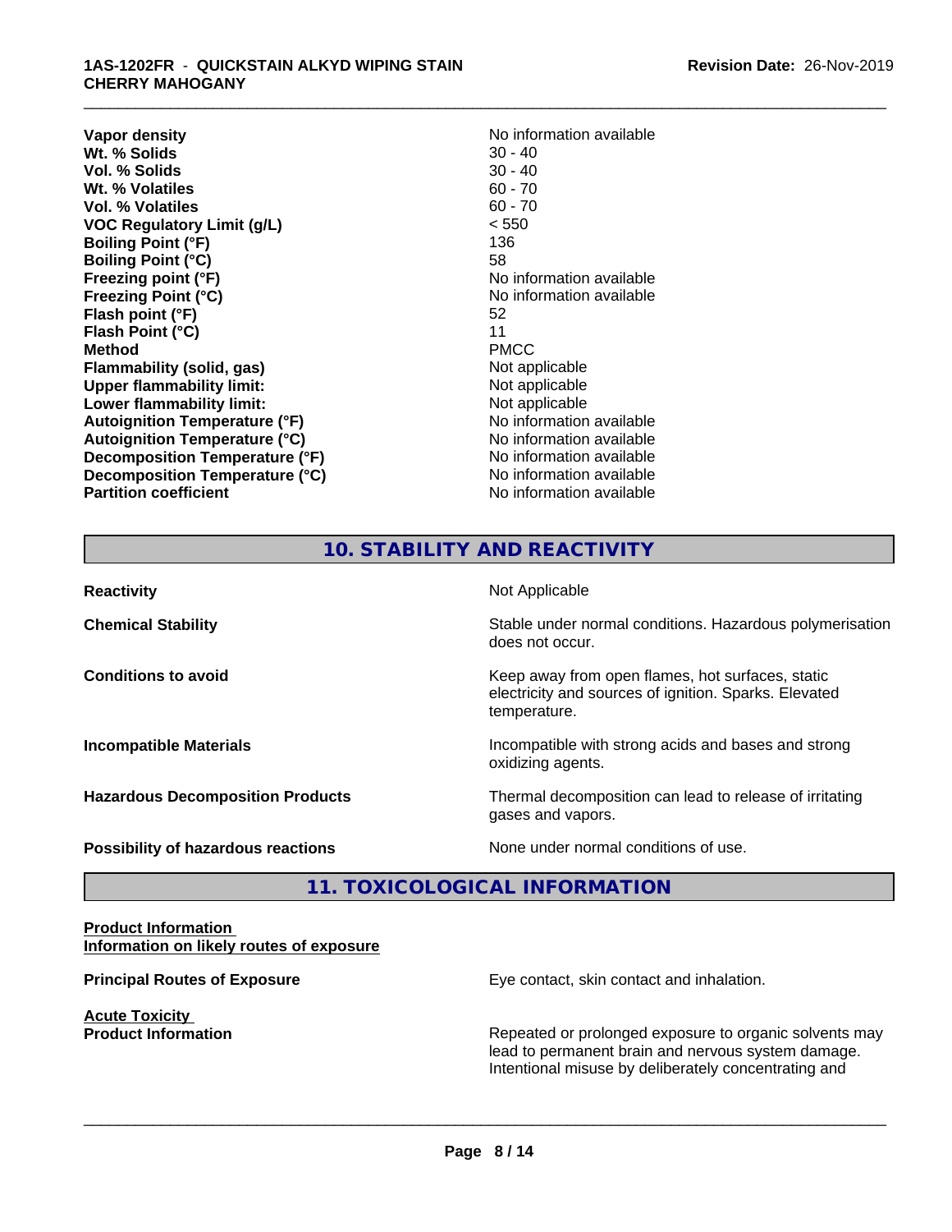| | |
|---|---|
| **Vapor density** | No information available |
| **Wt. % Solids** | 30 - 40 |
| **Vol. % Solids** | 30 - 40 |
| **Wt. % Volatiles** | 60 - 70 |
| **Vol. % Volatiles** | 60 - 70 |
| **VOC Regulatory Limit (g/L)** | < 550 |
| **Boiling Point (°F)** | 136 |
| **Boiling Point (°C)** | 58 |
| **Freezing point (°F)** | No information available |
| **Freezing Point (°C)** | No information available |
| **Flash point (°F)** | 52 |
| **Flash Point (°C)** | 11 |
| **Method** | PMCC |
| **Flammability (solid, gas)** | Not applicable |
| **Upper flammability limit:** | Not applicable |
| **Lower flammability limit:** | Not applicable |
| **Autoignition Temperature (°F)** | No information available |
| **Autoignition Temperature (°C)** | No information available |
| **Decomposition Temperature (°F)** | No information available |
| **Decomposition Temperature (°C)** | No information available |
| **Partition coefficient** | No information available |

## 10. STABILITY AND REACTIVITY

| | |
|---|---|
| **Reactivity** | Not Applicable |
| **Chemical Stability** | Stable under normal conditions. Hazardous polymerisation does not occur. |
| **Conditions to avoid** | Keep away from open flames, hot surfaces, static electricity and sources of ignition. Sparks. Elevated temperature. |
| **Incompatible Materials** | Incompatible with strong acids and bases and strong oxidizing agents. |
| **Hazardous Decomposition Products** | Thermal decomposition can lead to release of irritating gases and vapors. |
| **Possibility of hazardous reactions** | None under normal conditions of use. |

## 11. TOXICOLOGICAL INFORMATION

**Product Information**
**Information on likely routes of exposure**

**Principal Routes of Exposure** — Eye contact, skin contact and inhalation.

**Acute Toxicity**
**Product Information** — Repeated or prolonged exposure to organic solvents may lead to permanent brain and nervous system damage. Intentional misuse by deliberately concentrating and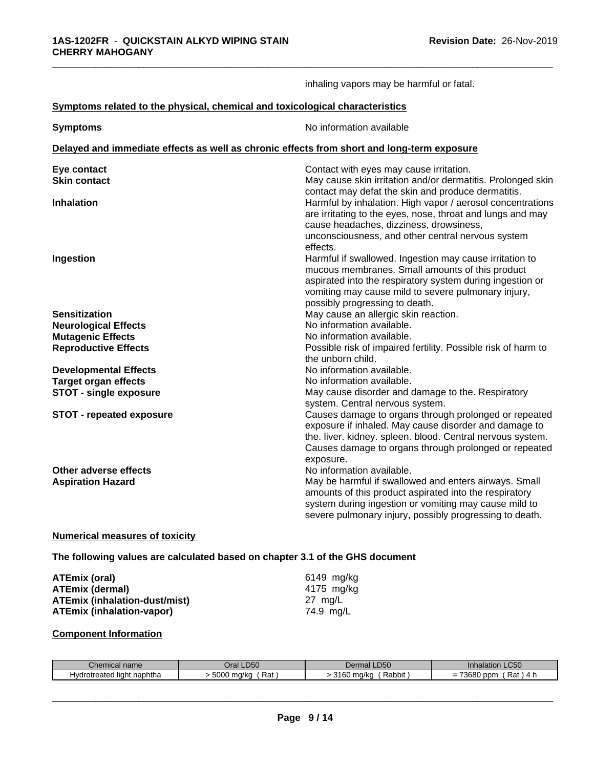inhaling vapors may be harmful or fatal.

**Symptoms related to the physical, chemical and toxicological characteristics**

**Symptoms** No information available

**Delayed and immediate effects as well as chronic effects from short and long-term exposure**

**Eye contact** Contact with eyes may cause irritation.

**Skin contact** May cause skin irritation and/or dermatitis. Prolonged skin contact may defat the skin and produce dermatitis.

**Inhalation** Harmful by inhalation. High vapor / aerosol concentrations are irritating to the eyes, nose, throat and lungs and may cause headaches, dizziness, drowsiness, unconsciousness, and other central nervous system effects.

**Ingestion** Harmful if swallowed. Ingestion may cause irritation to mucous membranes. Small amounts of this product aspirated into the respiratory system during ingestion or vomiting may cause mild to severe pulmonary injury, possibly progressing to death.

**Sensitization** May cause an allergic skin reaction.

**Neurological Effects** No information available.

**Mutagenic Effects** No information available.

**Reproductive Effects** Possible risk of impaired fertility. Possible risk of harm to the unborn child.

**Developmental Effects** No information available.

**Target organ effects** No information available.

**STOT - single exposure** May cause disorder and damage to the. Respiratory system. Central nervous system.

**STOT - repeated exposure** Causes damage to organs through prolonged or repeated exposure if inhaled. May cause disorder and damage to the. liver. kidney. spleen. blood. Central nervous system. Causes damage to organs through prolonged or repeated exposure.

**Other adverse effects** No information available.

**Aspiration Hazard** May be harmful if swallowed and enters airways. Small amounts of this product aspirated into the respiratory system during ingestion or vomiting may cause mild to severe pulmonary injury, possibly progressing to death.

**Numerical measures of toxicity**

**The following values are calculated based on chapter 3.1 of the GHS document**

**ATEmix (oral)** 6149 mg/kg
**ATEmix (dermal)** 4175 mg/kg
**ATEmix (inhalation-dust/mist)** 27 mg/L
**ATEmix (inhalation-vapor)** 74.9 mg/L

**Component Information**

| Chemical name | Oral LD50 | Dermal LD50 | Inhalation LC50 |
|---|---|---|---|
| Hydrotreated light naphtha | > 5000 mg/kg ( Rat ) | > 3160 mg/kg ( Rabbit ) | = 73680 ppm ( Rat ) 4 h |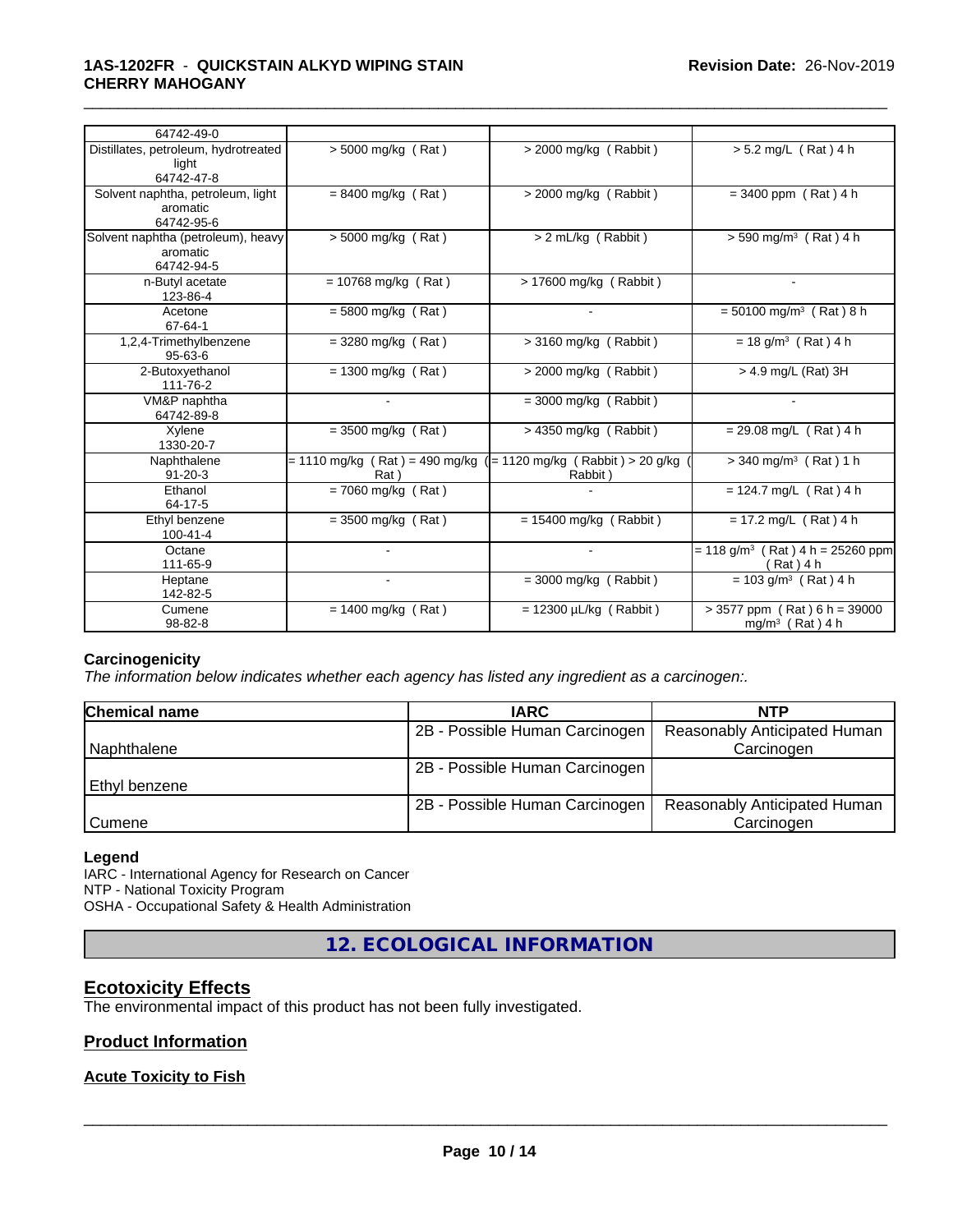| | | | |
|---|---|---|---|
| 64742-49-0 | | | |
| Distillates, petroleum, hydrotreated light 64742-47-8 | > 5000 mg/kg ( Rat ) | > 2000 mg/kg ( Rabbit ) | > 5.2 mg/L ( Rat ) 4 h |
| Solvent naphtha, petroleum, light aromatic 64742-95-6 | = 8400 mg/kg ( Rat ) | > 2000 mg/kg ( Rabbit ) | = 3400 ppm ( Rat ) 4 h |
| Solvent naphtha (petroleum), heavy aromatic 64742-94-5 | > 5000 mg/kg ( Rat ) | > 2 mL/kg ( Rabbit ) | > 590 mg/m³ ( Rat ) 4 h |
| n-Butyl acetate 123-86-4 | = 10768 mg/kg ( Rat ) | > 17600 mg/kg ( Rabbit ) | - |
| Acetone 67-64-1 | = 5800 mg/kg ( Rat ) | - | = 50100 mg/m³ ( Rat ) 8 h |
| 1,2,4-Trimethylbenzene 95-63-6 | = 3280 mg/kg ( Rat ) | > 3160 mg/kg ( Rabbit ) | = 18 g/m³ ( Rat ) 4 h |
| 2-Butoxyethanol 111-76-2 | = 1300 mg/kg ( Rat ) | > 2000 mg/kg ( Rabbit ) | > 4.9 mg/L (Rat) 3H |
| VM&P naphtha 64742-89-8 | - | = 3000 mg/kg ( Rabbit ) | - |
| Xylene 1330-20-7 | = 3500 mg/kg ( Rat ) | > 4350 mg/kg ( Rabbit ) | = 29.08 mg/L ( Rat ) 4 h |
| Naphthalene 91-20-3 | = 1110 mg/kg ( Rat ) = 490 mg/kg ( Rat ) | = 1120 mg/kg ( Rabbit ) > 20 g/kg ( Rabbit ) | > 340 mg/m³ ( Rat ) 1 h |
| Ethanol 64-17-5 | = 7060 mg/kg ( Rat ) | - | = 124.7 mg/L ( Rat ) 4 h |
| Ethyl benzene 100-41-4 | = 3500 mg/kg ( Rat ) | = 15400 mg/kg ( Rabbit ) | = 17.2 mg/L ( Rat ) 4 h |
| Octane 111-65-9 | - | - | = 118 g/m³ ( Rat ) 4 h = 25260 ppm ( Rat ) 4 h |
| Heptane 142-82-5 | - | = 3000 mg/kg ( Rabbit ) | = 103 g/m³ ( Rat ) 4 h |
| Cumene 98-82-8 | = 1400 mg/kg ( Rat ) | = 12300 µL/kg ( Rabbit ) | > 3577 ppm ( Rat ) 6 h = 39000 mg/m³ ( Rat ) 4 h |

**Carcinogenicity**

*The information below indicates whether each agency has listed any ingredient as a carcinogen:.*

| Chemical name | IARC | NTP |
|---|---|---|
| Naphthalene | 2B - Possible Human Carcinogen | Reasonably Anticipated Human Carcinogen |
| Ethyl benzene | 2B - Possible Human Carcinogen | |
| Cumene | 2B - Possible Human Carcinogen | Reasonably Anticipated Human Carcinogen |

**Legend**

IARC - International Agency for Research on Cancer
NTP - National Toxicity Program
OSHA - Occupational Safety & Health Administration

## 12. ECOLOGICAL INFORMATION

### Ecotoxicity Effects

The environmental impact of this product has not been fully investigated.

### Product Information

#### Acute Toxicity to Fish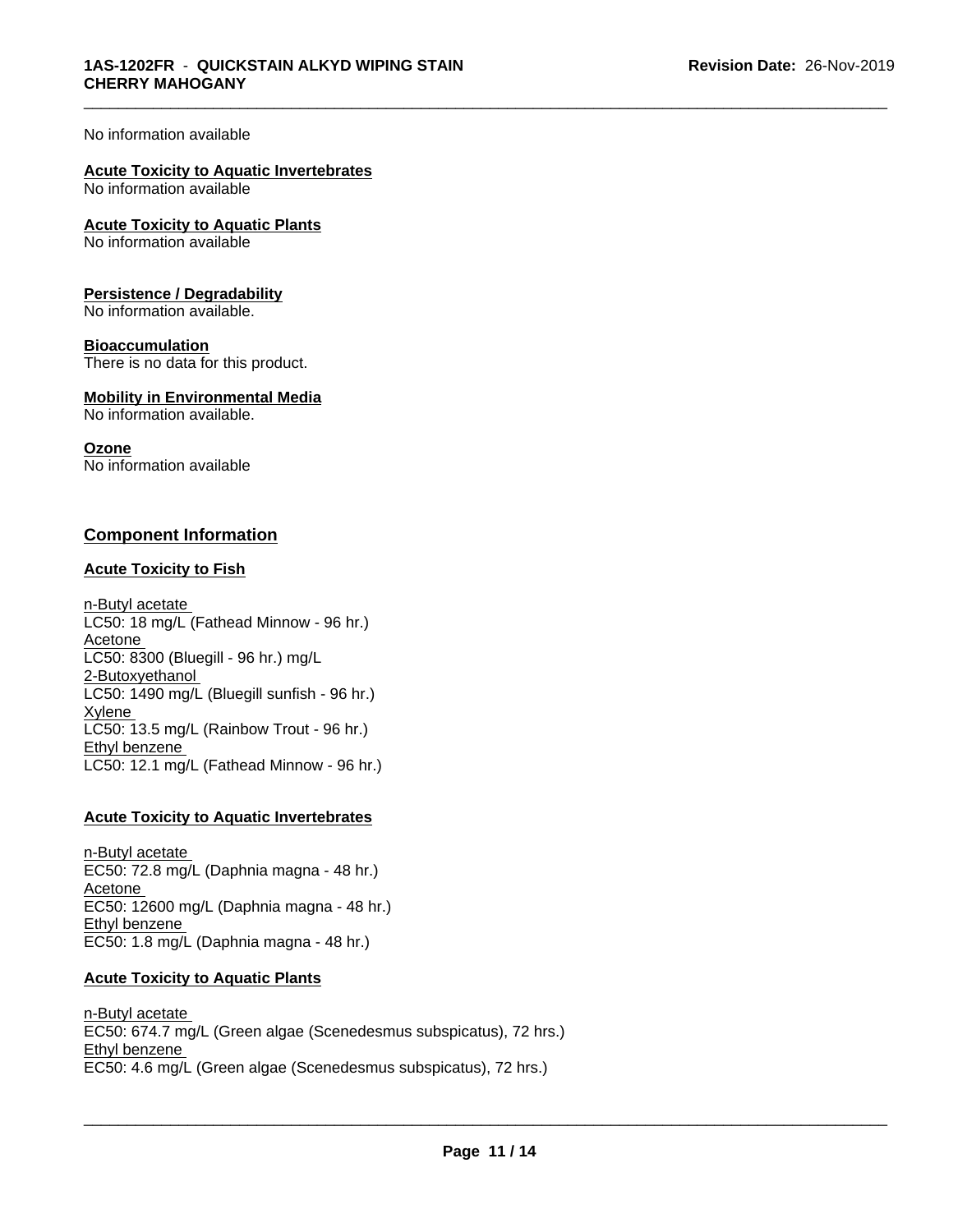No information available

**Acute Toxicity to Aquatic Invertebrates**
No information available

**Acute Toxicity to Aquatic Plants**
No information available

**Persistence / Degradability**
No information available.

**Bioaccumulation**
There is no data for this product.

**Mobility in Environmental Media**
No information available.

**Ozone**
No information available

## Component Information

### Acute Toxicity to Fish

n-Butyl acetate
LC50: 18 mg/L (Fathead Minnow - 96 hr.)
Acetone
LC50: 8300 (Bluegill - 96 hr.) mg/L
2-Butoxyethanol
LC50: 1490 mg/L (Bluegill sunfish - 96 hr.)
Xylene
LC50: 13.5 mg/L (Rainbow Trout - 96 hr.)
Ethyl benzene
LC50: 12.1 mg/L (Fathead Minnow - 96 hr.)

### Acute Toxicity to Aquatic Invertebrates

n-Butyl acetate
EC50: 72.8 mg/L (Daphnia magna - 48 hr.)
Acetone
EC50: 12600 mg/L (Daphnia magna - 48 hr.)
Ethyl benzene
EC50: 1.8 mg/L (Daphnia magna - 48 hr.)

### Acute Toxicity to Aquatic Plants

n-Butyl acetate
EC50: 674.7 mg/L (Green algae (Scenedesmus subspicatus), 72 hrs.)
Ethyl benzene
EC50: 4.6 mg/L (Green algae (Scenedesmus subspicatus), 72 hrs.)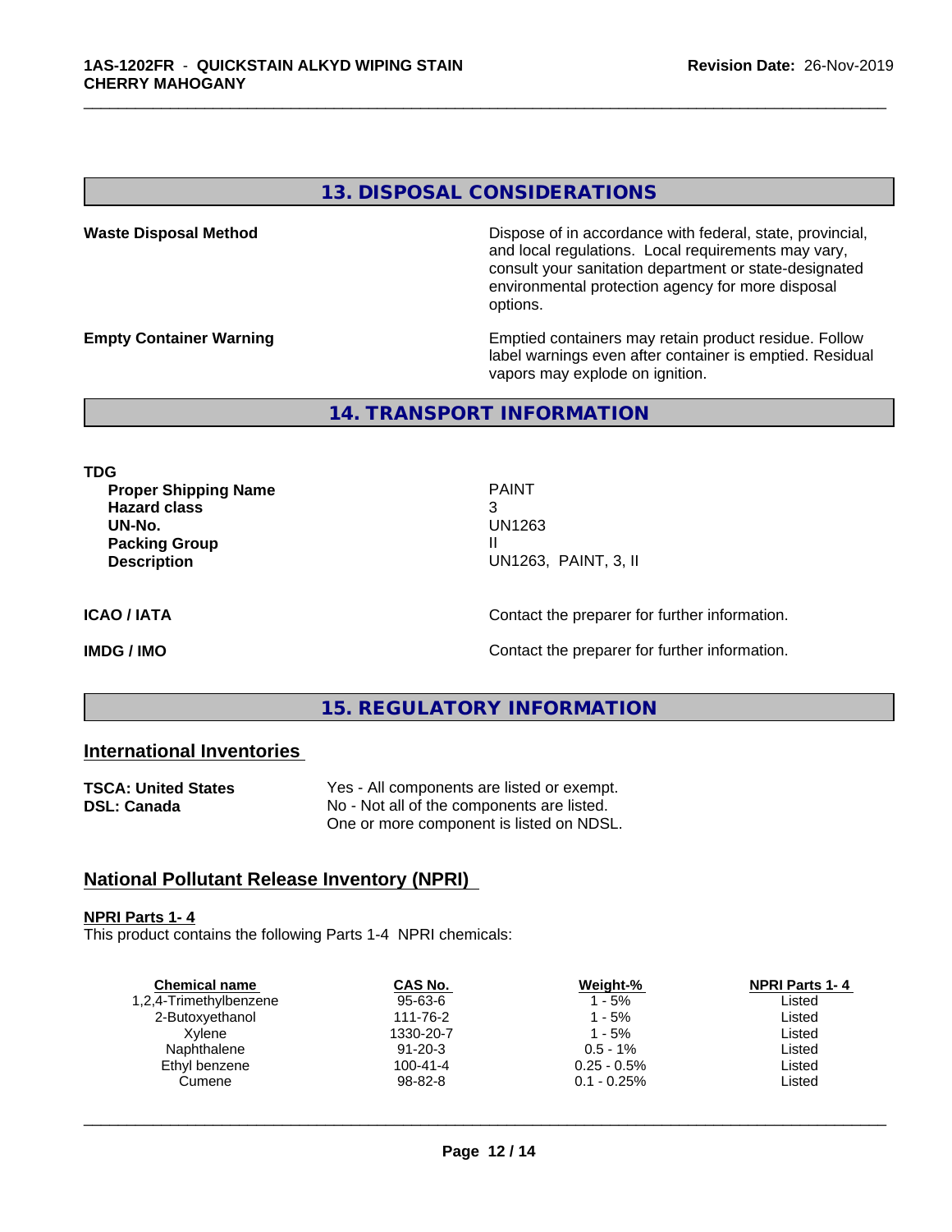## 13. DISPOSAL CONSIDERATIONS

**Waste Disposal Method**

Dispose of in accordance with federal, state, provincial, and local regulations. Local requirements may vary, consult your sanitation department or state-designated environmental protection agency for more disposal options.

**Empty Container Warning**

Emptied containers may retain product residue. Follow label warnings even after container is emptied. Residual vapors may explode on ignition.

## 14. TRANSPORT INFORMATION

**TDG**

| | |
|---|---|
| **Proper Shipping Name** | PAINT |
| **Hazard class** | 3 |
| **UN-No.** | UN1263 |
| **Packing Group** | II |
| **Description** | UN1263, PAINT, 3, II |

**ICAO / IATA** Contact the preparer for further information.

**IMDG / IMO** Contact the preparer for further information.

## 15. REGULATORY INFORMATION

### International Inventories

**TSCA: United States** Yes - All components are listed or exempt.

**DSL: Canada** No - Not all of the components are listed. One or more component is listed on NDSL.

### National Pollutant Release Inventory (NPRI)

**NPRI Parts 1- 4**

This product contains the following Parts 1-4 NPRI chemicals:

| Chemical name | CAS No. | Weight-% | NPRI Parts 1- 4 |
|---|---|---|---|
| 1,2,4-Trimethylbenzene | 95-63-6 | 1 - 5% | Listed |
| 2-Butoxyethanol | 111-76-2 | 1 - 5% | Listed |
| Xylene | 1330-20-7 | 1 - 5% | Listed |
| Naphthalene | 91-20-3 | 0.5 - 1% | Listed |
| Ethyl benzene | 100-41-4 | 0.25 - 0.5% | Listed |
| Cumene | 98-82-8 | 0.1 - 0.25% | Listed |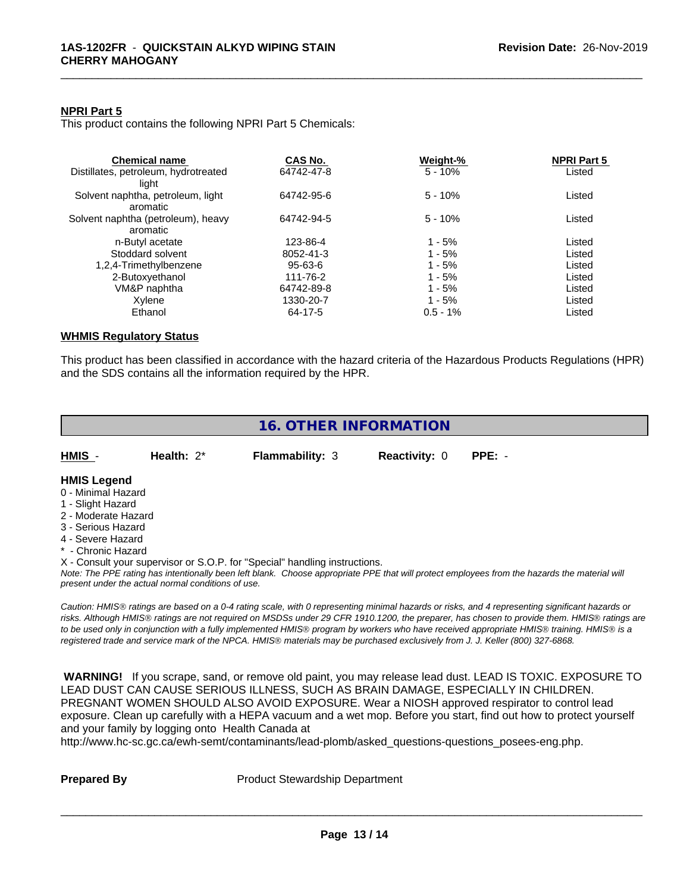**NPRI Part 5**

This product contains the following NPRI Part 5 Chemicals:

| Chemical name | CAS No. | Weight-% | NPRI Part 5 |
|---|---|---|---|
| Distillates, petroleum, hydrotreated light | 64742-47-8 | 5 - 10% | Listed |
| Solvent naphtha, petroleum, light aromatic | 64742-95-6 | 5 - 10% | Listed |
| Solvent naphtha (petroleum), heavy aromatic | 64742-94-5 | 5 - 10% | Listed |
| n-Butyl acetate | 123-86-4 | 1 - 5% | Listed |
| Stoddard solvent | 8052-41-3 | 1 - 5% | Listed |
| 1,2,4-Trimethylbenzene | 95-63-6 | 1 - 5% | Listed |
| 2-Butoxyethanol | 111-76-2 | 1 - 5% | Listed |
| VM&P naphtha | 64742-89-8 | 1 - 5% | Listed |
| Xylene | 1330-20-7 | 1 - 5% | Listed |
| Ethanol | 64-17-5 | 0.5 - 1% | Listed |

**WHMIS Regulatory Status**

This product has been classified in accordance with the hazard criteria of the Hazardous Products Regulations (HPR) and the SDS contains all the information required by the HPR.

## 16. OTHER INFORMATION

| HMIS - | Health: 2* | Flammability: 3 | Reactivity: 0 | PPE: - |
|---|---|---|---|---|

**HMIS Legend**

0 - Minimal Hazard
1 - Slight Hazard
2 - Moderate Hazard
3 - Serious Hazard
4 - Severe Hazard
* - Chronic Hazard
X - Consult your supervisor or S.O.P. for "Special" handling instructions.

*Note: The PPE rating has intentionally been left blank. Choose appropriate PPE that will protect employees from the hazards the material will present under the actual normal conditions of use.*

*Caution: HMIS® ratings are based on a 0-4 rating scale, with 0 representing minimal hazards or risks, and 4 representing significant hazards or risks. Although HMIS® ratings are not required on MSDSs under 29 CFR 1910.1200, the preparer, has chosen to provide them. HMIS® ratings are to be used only in conjunction with a fully implemented HMIS® program by workers who have received appropriate HMIS® training. HMIS® is a registered trade and service mark of the NPCA. HMIS® materials may be purchased exclusively from J. J. Keller (800) 327-6868.*

**WARNING!** If you scrape, sand, or remove old paint, you may release lead dust. LEAD IS TOXIC. EXPOSURE TO LEAD DUST CAN CAUSE SERIOUS ILLNESS, SUCH AS BRAIN DAMAGE, ESPECIALLY IN CHILDREN. PREGNANT WOMEN SHOULD ALSO AVOID EXPOSURE. Wear a NIOSH approved respirator to control lead exposure. Clean up carefully with a HEPA vacuum and a wet mop. Before you start, find out how to protect yourself and your family by logging onto Health Canada at http://www.hc-sc.gc.ca/ewh-semt/contaminants/lead-plomb/asked_questions-questions_posees-eng.php.

**Prepared By** Product Stewardship Department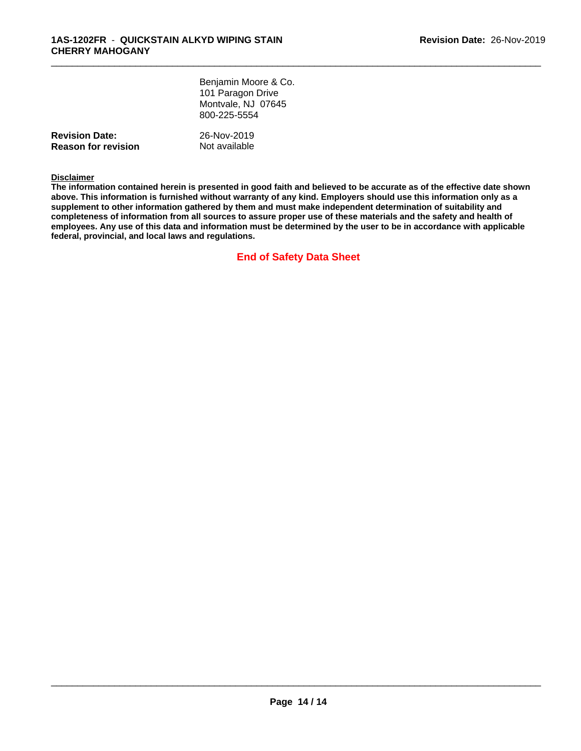Benjamin Moore & Co.
101 Paragon Drive
Montvale, NJ 07645
800-225-5554

| | |
|---|---|
| **Revision Date:** | 26-Nov-2019 |
| **Reason for revision** | Not available |

**Disclaimer**

**The information contained herein is presented in good faith and believed to be accurate as of the effective date shown above. This information is furnished without warranty of any kind. Employers should use this information only as a supplement to other information gathered by them and must make independent determination of suitability and completeness of information from all sources to assure proper use of these materials and the safety and health of employees. Any use of this data and information must be determined by the user to be in accordance with applicable federal, provincial, and local laws and regulations.**

**End of Safety Data Sheet**